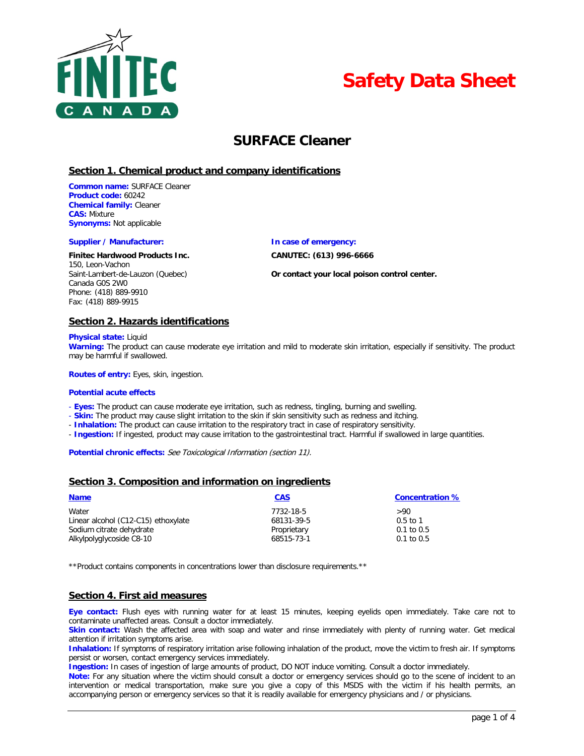FINITEC CANADA

# Safety Data Sheet

# SURFACE Cleaner

## Section 1. Chemical product and company identifications

**Common name:** SURFACE Cleaner
**Product code:** 60242
**Chemical family:** Cleaner
**CAS:** Mixture
**Synonyms:** Not applicable

**Supplier / Manufacturer:**

**Finitec Hardwood Products Inc.**
150, Leon-Vachon
Saint-Lambert-de-Lauzon (Quebec)
Canada G0S 2W0
Phone: (418) 889-9910
Fax: (418) 889-9915

**In case of emergency:**

**CANUTEC: (613) 996-6666**

**Or contact your local poison control center.**

## Section 2. Hazards identifications

**Physical state:** Liquid
**Warning:** The product can cause moderate eye irritation and mild to moderate skin irritation, especially if sensitivity. The product may be harmful if swallowed.

**Routes of entry:** Eyes, skin, ingestion.

**Potential acute effects**

- **Eyes:** The product can cause moderate eye irritation, such as redness, tingling, burning and swelling.
- **Skin:** The product may cause slight irritation to the skin if skin sensitivity such as redness and itching.
- **Inhalation:** The product can cause irritation to the respiratory tract in case of respiratory sensitivity.
- **Ingestion:** If ingested, product may cause irritation to the gastrointestinal tract. Harmful if swallowed in large quantities.

**Potential chronic effects:** *See Toxicological Information (section 11).*

## Section 3. Composition and information on ingredients

| Name | CAS | Concentration % |
|---|---|---|
| Water | 7732-18-5 | >90 |
| Linear alcohol (C12-C15) ethoxylate | 68131-39-5 | 0.5 to 1 |
| Sodium citrate dehydrate | Proprietary | 0.1 to 0.5 |
| Alkylpolyglycoside C8-10 | 68515-73-1 | 0.1 to 0.5 |

**Product contains components in concentrations lower than disclosure requirements.**

## Section 4. First aid measures

**Eye contact:** Flush eyes with running water for at least 15 minutes, keeping eyelids open immediately. Take care not to contaminate unaffected areas. Consult a doctor immediately.
**Skin contact:** Wash the affected area with soap and water and rinse immediately with plenty of running water. Get medical attention if irritation symptoms arise.
**Inhalation:** If symptoms of respiratory irritation arise following inhalation of the product, move the victim to fresh air. If symptoms persist or worsen, contact emergency services immediately.
**Ingestion:** In cases of ingestion of large amounts of product, DO NOT induce vomiting. Consult a doctor immediately.
**Note:** For any situation where the victim should consult a doctor or emergency services should go to the scene of incident to an intervention or medical transportation, make sure you give a copy of this MSDS with the victim if his health permits, an accompanying person or emergency services so that it is readily available for emergency physicians and / or physicians.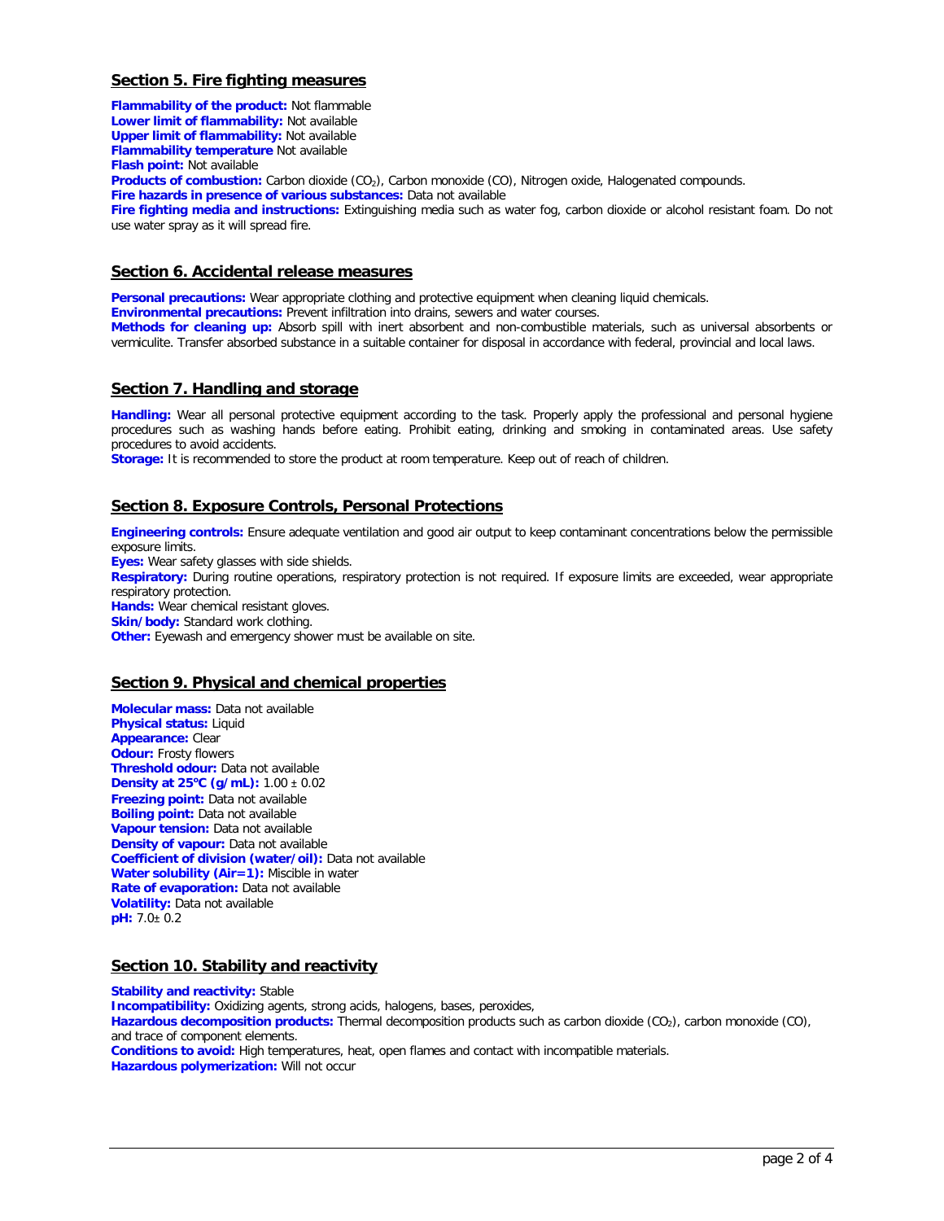## Section 5. Fire fighting measures

**Flammability of the product:** Not flammable
**Lower limit of flammability:** Not available
**Upper limit of flammability:** Not available
**Flammability temperature** Not available
**Flash point:** Not available
**Products of combustion:** Carbon dioxide ($CO_2$), Carbon monoxide (CO), Nitrogen oxide, Halogenated compounds.
**Fire hazards in presence of various substances:** Data not available
**Fire fighting media and instructions:** Extinguishing media such as water fog, carbon dioxide or alcohol resistant foam. Do not use water spray as it will spread fire.

## Section 6. Accidental release measures

**Personal precautions:** Wear appropriate clothing and protective equipment when cleaning liquid chemicals.
**Environmental precautions:** Prevent infiltration into drains, sewers and water courses.
**Methods for cleaning up:** Absorb spill with inert absorbent and non-combustible materials, such as universal absorbents or vermiculite. Transfer absorbed substance in a suitable container for disposal in accordance with federal, provincial and local laws.

## Section 7. Handling and storage

**Handling:** Wear all personal protective equipment according to the task. Properly apply the professional and personal hygiene procedures such as washing hands before eating. Prohibit eating, drinking and smoking in contaminated areas. Use safety procedures to avoid accidents.
**Storage:** It is recommended to store the product at room temperature. Keep out of reach of children.

## Section 8. Exposure Controls, Personal Protections

**Engineering controls:** Ensure adequate ventilation and good air output to keep contaminant concentrations below the permissible exposure limits.
**Eyes:** Wear safety glasses with side shields.
**Respiratory:** During routine operations, respiratory protection is not required. If exposure limits are exceeded, wear appropriate respiratory protection.
**Hands:** Wear chemical resistant gloves.
**Skin/body:** Standard work clothing.
**Other:** Eyewash and emergency shower must be available on site.

## Section 9. Physical and chemical properties

**Molecular mass:** Data not available
**Physical status:** Liquid
**Appearance:** Clear
**Odour:** Frosty flowers
**Threshold odour:** Data not available
**Density at 25°C (g/mL):** $1.00 \pm 0.02$
**Freezing point:** Data not available
**Boiling point:** Data not available
**Vapour tension:** Data not available
**Density of vapour:** Data not available
**Coefficient of division (water/oil):** Data not available
**Water solubility (Air=1):** Miscible in water
**Rate of evaporation:** Data not available
**Volatility:** Data not available
**pH:** $7.0 \pm 0.2$

## Section 10. Stability and reactivity

**Stability and reactivity:** Stable
**Incompatibility:** Oxidizing agents, strong acids, halogens, bases, peroxides,
**Hazardous decomposition products:** Thermal decomposition products such as carbon dioxide ($CO_2$), carbon monoxide (CO), and trace of component elements.
**Conditions to avoid:** High temperatures, heat, open flames and contact with incompatible materials.
**Hazardous polymerization:** Will not occur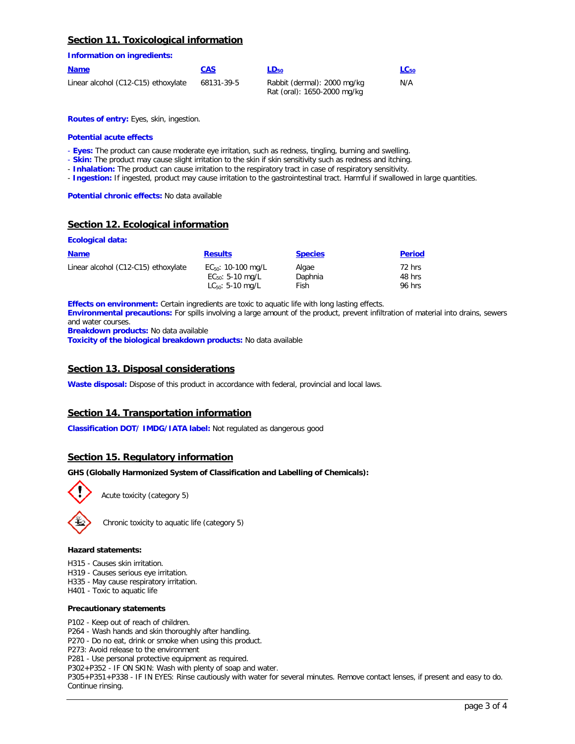## Section 11. Toxicological information

**Information on ingredients:**

| Name | CAS | $LD_{50}$ | $LC_{50}$ |
|---|---|---|---|
| Linear alcohol (C12-C15) ethoxylate | 68131-39-5 | Rabbit (dermal): 2000 mg/kg<br>Rat (oral): 1650-2000 mg/kg | N/A |

**Routes of entry:** Eyes, skin, ingestion.

**Potential acute effects**

- **Eyes:** The product can cause moderate eye irritation, such as redness, tingling, burning and swelling.
- **Skin:** The product may cause slight irritation to the skin if skin sensitivity such as redness and itching.
- **Inhalation:** The product can cause irritation to the respiratory tract in case of respiratory sensitivity.
- **Ingestion:** If ingested, product may cause irritation to the gastrointestinal tract. Harmful if swallowed in large quantities.

**Potential chronic effects:** No data available

## Section 12. Ecological information

**Ecological data:**

| Name | Results | Species | Period |
|---|---|---|---|
| Linear alcohol (C12-C15) ethoxylate | $EC_{50}$: 10-100 mg/L<br>$EC_{50}$: 5-10 mg/L<br>$LC_{50}$: 5-10 mg/L | Algae<br>Daphnia<br>Fish | 72 hrs<br>48 hrs<br>96 hrs |

**Effects on environment:** Certain ingredients are toxic to aquatic life with long lasting effects.
**Environmental precautions:** For spills involving a large amount of the product, prevent infiltration of material into drains, sewers and water courses.
**Breakdown products:** No data available
**Toxicity of the biological breakdown products:** No data available

## Section 13. Disposal considerations

**Waste disposal:** Dispose of this product in accordance with federal, provincial and local laws.

## Section 14. Transportation information

**Classification DOT/ IMDG/IATA label:** Not regulated as dangerous good

## Section 15. Regulatory information

**GHS (Globally Harmonized System of Classification and Labelling of Chemicals):**

Acute toxicity (category 5)

Chronic toxicity to aquatic life (category 5)

**Hazard statements:**

H315 - Causes skin irritation.
H319 - Causes serious eye irritation.
H335 - May cause respiratory irritation.
H401 - Toxic to aquatic life

**Precautionary statements**

P102 - Keep out of reach of children.
P264 - Wash hands and skin thoroughly after handling.
P270 - Do no eat, drink or smoke when using this product.
P273: Avoid release to the environment
P281 - Use personal protective equipment as required.
P302+P352 - IF ON SKIN: Wash with plenty of soap and water.
P305+P351+P338 - IF IN EYES: Rinse cautiously with water for several minutes. Remove contact lenses, if present and easy to do. Continue rinsing.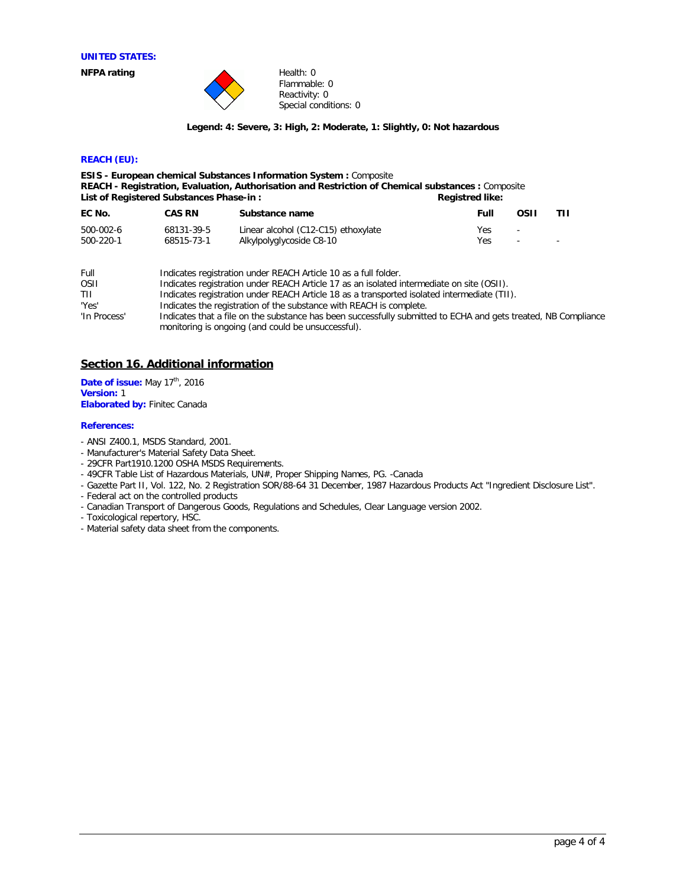**UNITED STATES:**

**NFPA rating**

Health: 0
Flammable: 0
Reactivity: 0
Special conditions: 0

**Legend: 4: Severe, 3: High, 2: Moderate, 1: Slightly, 0: Not hazardous**

**REACH (EU):**

**ESIS - European chemical Substances Information System :** Composite
**REACH - Registration, Evaluation, Authorisation and Restriction of Chemical substances :** Composite
**List of Registered Substances Phase-in :** **Registred like:**

| EC No. | CAS RN | Substance name | Full | OSII | TII |
|---|---|---|---|---|---|
| 500-002-6 | 68131-39-5 | Linear alcohol (C12-C15) ethoxylate | Yes | - | |
| 500-220-1 | 68515-73-1 | Alkylpolyglycoside C8-10 | Yes | - | - |

| | |
|---|---|
| Full | Indicates registration under REACH Article 10 as a full folder. |
| OSII | Indicates registration under REACH Article 17 as an isolated intermediate on site (OSII). |
| TII | Indicates registration under REACH Article 18 as a transported isolated intermediate (TII). |
| 'Yes' | Indicates the registration of the substance with REACH is complete. |
| 'In Process' | Indicates that a file on the substance has been successfully submitted to ECHA and gets treated, NB Compliance monitoring is ongoing (and could be unsuccessful). |

## Section 16. Additional information

**Date of issue:** May 17th, 2016
**Version:** 1
**Elaborated by:** Finitec Canada

**References:**

- ANSI Z400.1, MSDS Standard, 2001.
- Manufacturer's Material Safety Data Sheet.
- 29CFR Part1910.1200 OSHA MSDS Requirements.
- 49CFR Table List of Hazardous Materials, UN#, Proper Shipping Names, PG. -Canada
- Gazette Part II, Vol. 122, No. 2 Registration SOR/88-64 31 December, 1987 Hazardous Products Act "Ingredient Disclosure List".
- Federal act on the controlled products
- Canadian Transport of Dangerous Goods, Regulations and Schedules, Clear Language version 2002.
- Toxicological repertory, HSC.
- Material safety data sheet from the components.